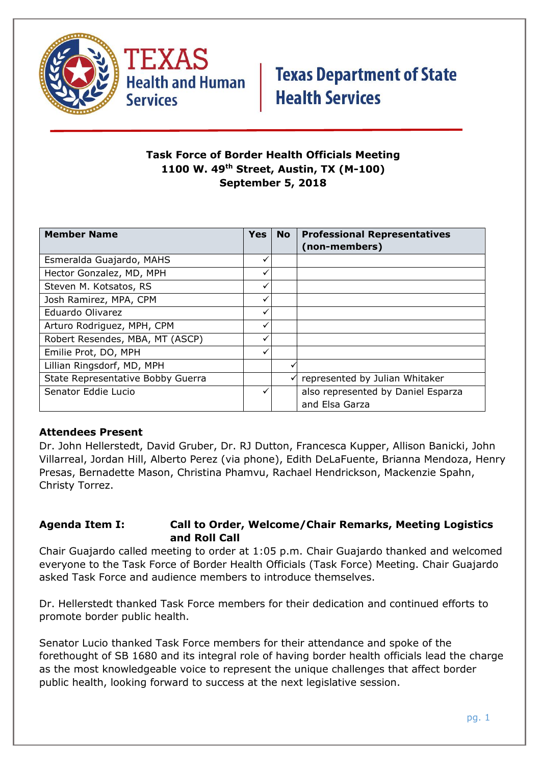Texas Health and Human Services | Texas Department of State Health Services

**Task Force of Border Health Officials Meeting**
**1100 W. 49th Street, Austin, TX (M-100)**
**September 5, 2018**

| Member Name | Yes | No | Professional Representatives (non-members) |
|---|---|---|---|
| Esmeralda Guajardo, MAHS | ✓ | | |
| Hector Gonzalez, MD, MPH | ✓ | | |
| Steven M. Kotsatos, RS | ✓ | | |
| Josh Ramirez, MPA, CPM | ✓ | | |
| Eduardo Olivarez | ✓ | | |
| Arturo Rodriguez, MPH, CPM | ✓ | | |
| Robert Resendes, MBA, MT (ASCP) | ✓ | | |
| Emilie Prot, DO, MPH | ✓ | | |
| Lillian Ringsdorf, MD, MPH | | ✓ | |
| State Representative Bobby Guerra | | ✓ | represented by Julian Whitaker |
| Senator Eddie Lucio | ✓ | | also represented by Daniel Esparza and Elsa Garza |

**Attendees Present**
Dr. John Hellerstedt, David Gruber, Dr. RJ Dutton, Francesca Kupper, Allison Banicki, John Villarreal, Jordan Hill, Alberto Perez (via phone), Edith DeLaFuente, Brianna Mendoza, Henry Presas, Bernadette Mason, Christina Phamvu, Rachael Hendrickson, Mackenzie Spahn, Christy Torrez.

**Agenda Item I: Call to Order, Welcome/Chair Remarks, Meeting Logistics and Roll Call**

Chair Guajardo called meeting to order at 1:05 p.m. Chair Guajardo thanked and welcomed everyone to the Task Force of Border Health Officials (Task Force) Meeting. Chair Guajardo asked Task Force and audience members to introduce themselves.

Dr. Hellerstedt thanked Task Force members for their dedication and continued efforts to promote border public health.

Senator Lucio thanked Task Force members for their attendance and spoke of the forethought of SB 1680 and its integral role of having border health officials lead the charge as the most knowledgeable voice to represent the unique challenges that affect border public health, looking forward to success at the next legislative session.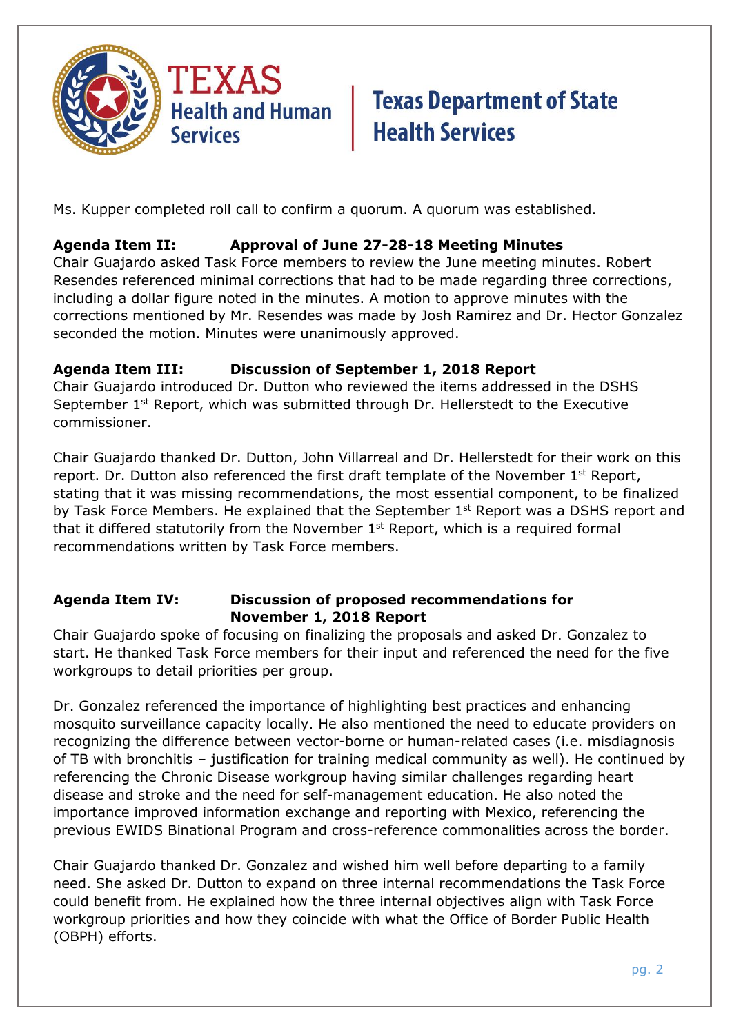Ms. Kupper completed roll call to confirm a quorum. A quorum was established.

**Agenda Item II: Approval of June 27-28-18 Meeting Minutes**

Chair Guajardo asked Task Force members to review the June meeting minutes. Robert Resendes referenced minimal corrections that had to be made regarding three corrections, including a dollar figure noted in the minutes. A motion to approve minutes with the corrections mentioned by Mr. Resendes was made by Josh Ramirez and Dr. Hector Gonzalez seconded the motion. Minutes were unanimously approved.

**Agenda Item III: Discussion of September 1, 2018 Report**

Chair Guajardo introduced Dr. Dutton who reviewed the items addressed in the DSHS September 1st Report, which was submitted through Dr. Hellerstedt to the Executive commissioner.

Chair Guajardo thanked Dr. Dutton, John Villarreal and Dr. Hellerstedt for their work on this report. Dr. Dutton also referenced the first draft template of the November 1st Report, stating that it was missing recommendations, the most essential component, to be finalized by Task Force Members. He explained that the September 1st Report was a DSHS report and that it differed statutorily from the November 1st Report, which is a required formal recommendations written by Task Force members.

**Agenda Item IV: Discussion of proposed recommendations for November 1, 2018 Report**

Chair Guajardo spoke of focusing on finalizing the proposals and asked Dr. Gonzalez to start. He thanked Task Force members for their input and referenced the need for the five workgroups to detail priorities per group.

Dr. Gonzalez referenced the importance of highlighting best practices and enhancing mosquito surveillance capacity locally. He also mentioned the need to educate providers on recognizing the difference between vector-borne or human-related cases (i.e. misdiagnosis of TB with bronchitis – justification for training medical community as well). He continued by referencing the Chronic Disease workgroup having similar challenges regarding heart disease and stroke and the need for self-management education. He also noted the importance improved information exchange and reporting with Mexico, referencing the previous EWIDS Binational Program and cross-reference commonalities across the border.

Chair Guajardo thanked Dr. Gonzalez and wished him well before departing to a family need. She asked Dr. Dutton to expand on three internal recommendations the Task Force could benefit from. He explained how the three internal objectives align with Task Force workgroup priorities and how they coincide with what the Office of Border Public Health (OBPH) efforts.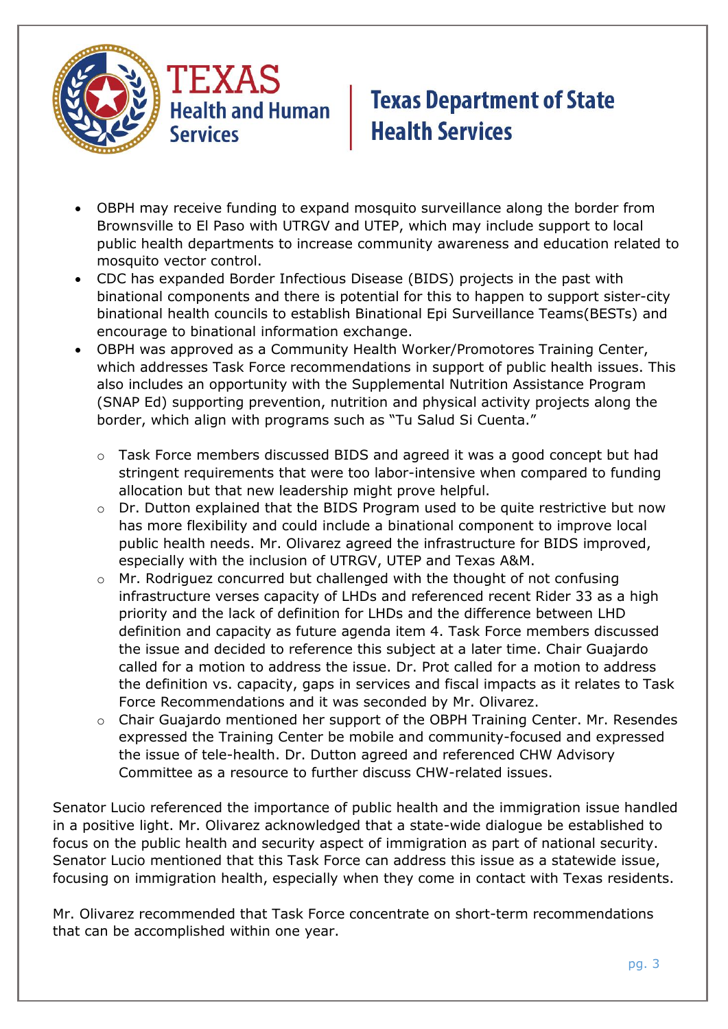- OBPH may receive funding to expand mosquito surveillance along the border from Brownsville to El Paso with UTRGV and UTEP, which may include support to local public health departments to increase community awareness and education related to mosquito vector control.
- CDC has expanded Border Infectious Disease (BIDS) projects in the past with binational components and there is potential for this to happen to support sister-city binational health councils to establish Binational Epi Surveillance Teams(BESTs) and encourage to binational information exchange.
- OBPH was approved as a Community Health Worker/Promotores Training Center, which addresses Task Force recommendations in support of public health issues. This also includes an opportunity with the Supplemental Nutrition Assistance Program (SNAP Ed) supporting prevention, nutrition and physical activity projects along the border, which align with programs such as "Tu Salud Si Cuenta."
  - Task Force members discussed BIDS and agreed it was a good concept but had stringent requirements that were too labor-intensive when compared to funding allocation but that new leadership might prove helpful.
  - Dr. Dutton explained that the BIDS Program used to be quite restrictive but now has more flexibility and could include a binational component to improve local public health needs. Mr. Olivarez agreed the infrastructure for BIDS improved, especially with the inclusion of UTRGV, UTEP and Texas A&M.
  - Mr. Rodriguez concurred but challenged with the thought of not confusing infrastructure verses capacity of LHDs and referenced recent Rider 33 as a high priority and the lack of definition for LHDs and the difference between LHD definition and capacity as future agenda item 4. Task Force members discussed the issue and decided to reference this subject at a later time. Chair Guajardo called for a motion to address the issue. Dr. Prot called for a motion to address the definition vs. capacity, gaps in services and fiscal impacts as it relates to Task Force Recommendations and it was seconded by Mr. Olivarez.
  - Chair Guajardo mentioned her support of the OBPH Training Center. Mr. Resendes expressed the Training Center be mobile and community-focused and expressed the issue of tele-health. Dr. Dutton agreed and referenced CHW Advisory Committee as a resource to further discuss CHW-related issues.

Senator Lucio referenced the importance of public health and the immigration issue handled in a positive light. Mr. Olivarez acknowledged that a state-wide dialogue be established to focus on the public health and security aspect of immigration as part of national security. Senator Lucio mentioned that this Task Force can address this issue as a statewide issue, focusing on immigration health, especially when they come in contact with Texas residents.

Mr. Olivarez recommended that Task Force concentrate on short-term recommendations that can be accomplished within one year.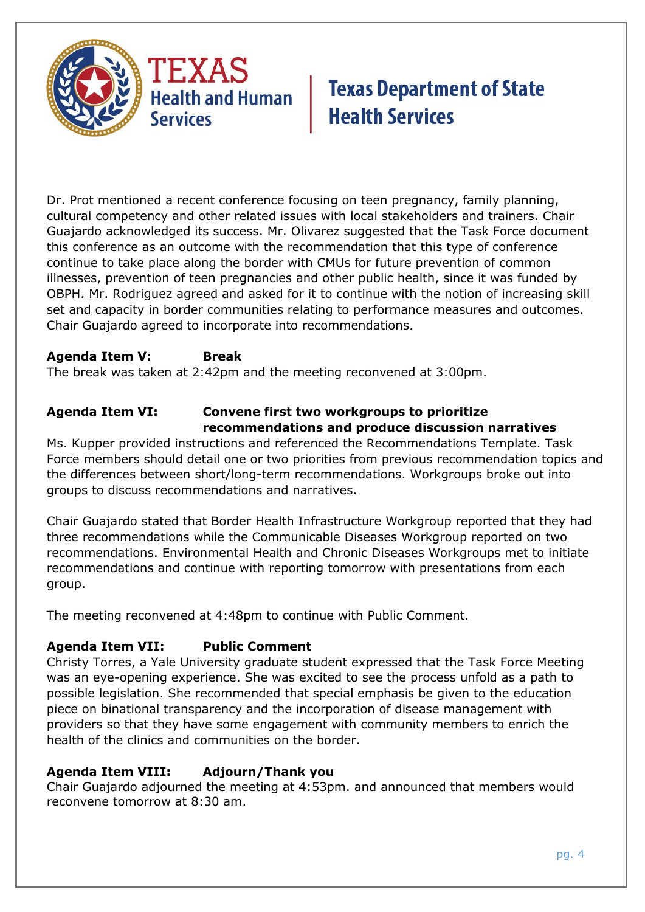Dr. Prot mentioned a recent conference focusing on teen pregnancy, family planning, cultural competency and other related issues with local stakeholders and trainers. Chair Guajardo acknowledged its success. Mr. Olivarez suggested that the Task Force document this conference as an outcome with the recommendation that this type of conference continue to take place along the border with CMUs for future prevention of common illnesses, prevention of teen pregnancies and other public health, since it was funded by OBPH. Mr. Rodriguez agreed and asked for it to continue with the notion of increasing skill set and capacity in border communities relating to performance measures and outcomes. Chair Guajardo agreed to incorporate into recommendations.

**Agenda Item V: Break**

The break was taken at 2:42pm and the meeting reconvened at 3:00pm.

**Agenda Item VI: Convene first two workgroups to prioritize recommendations and produce discussion narratives**

Ms. Kupper provided instructions and referenced the Recommendations Template. Task Force members should detail one or two priorities from previous recommendation topics and the differences between short/long-term recommendations. Workgroups broke out into groups to discuss recommendations and narratives.

Chair Guajardo stated that Border Health Infrastructure Workgroup reported that they had three recommendations while the Communicable Diseases Workgroup reported on two recommendations. Environmental Health and Chronic Diseases Workgroups met to initiate recommendations and continue with reporting tomorrow with presentations from each group.

The meeting reconvened at 4:48pm to continue with Public Comment.

**Agenda Item VII: Public Comment**

Christy Torres, a Yale University graduate student expressed that the Task Force Meeting was an eye-opening experience. She was excited to see the process unfold as a path to possible legislation. She recommended that special emphasis be given to the education piece on binational transparency and the incorporation of disease management with providers so that they have some engagement with community members to enrich the health of the clinics and communities on the border.

**Agenda Item VIII: Adjourn/Thank you**

Chair Guajardo adjourned the meeting at 4:53pm. and announced that members would reconvene tomorrow at 8:30 am.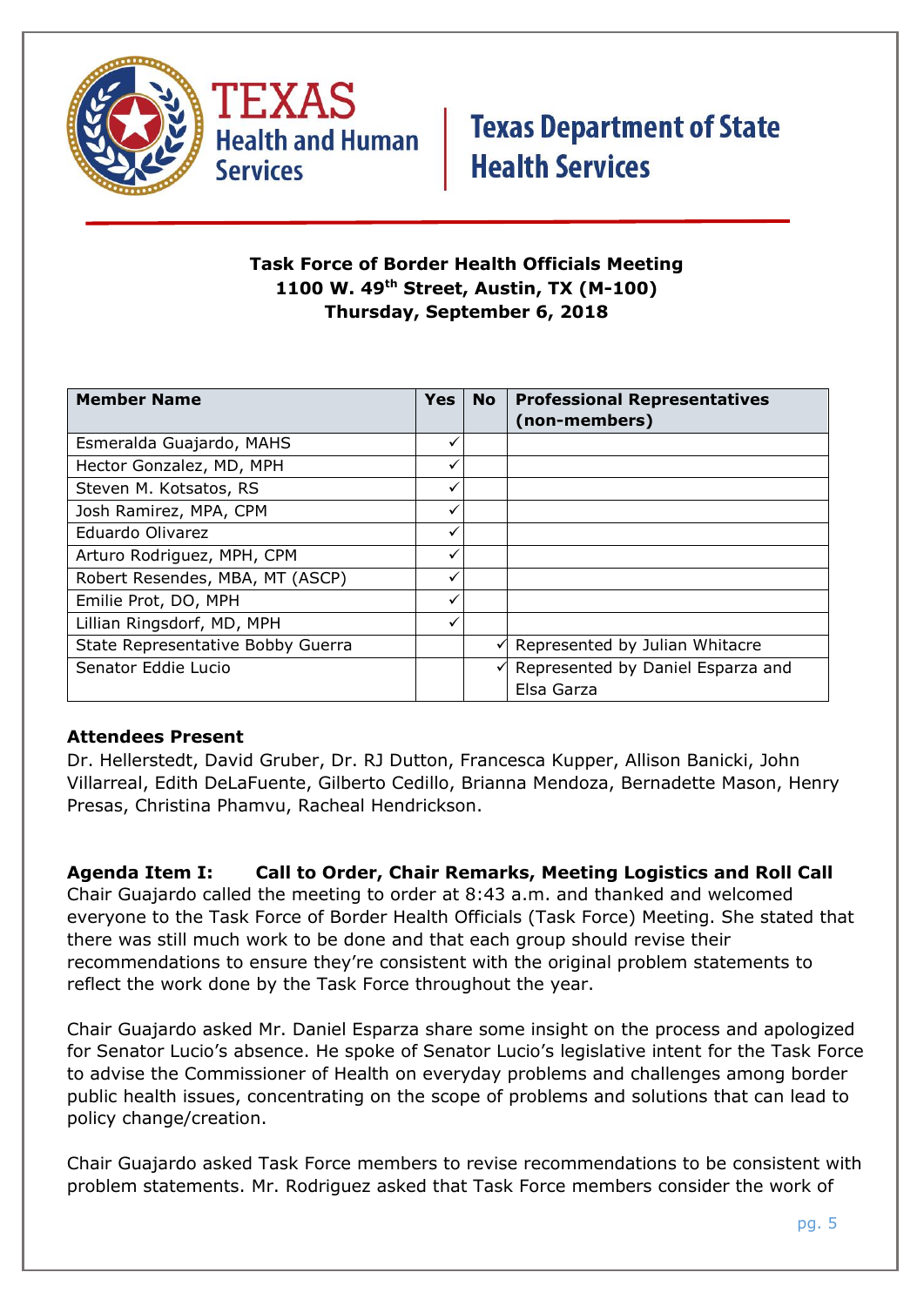**Task Force of Border Health Officials Meeting**
**1100 W. 49th Street, Austin, TX (M-100)**
**Thursday, September 6, 2018**

| Member Name | Yes | No | Professional Representatives (non-members) |
|---|---|---|---|
| Esmeralda Guajardo, MAHS | ✓ | | |
| Hector Gonzalez, MD, MPH | ✓ | | |
| Steven M. Kotsatos, RS | ✓ | | |
| Josh Ramirez, MPA, CPM | ✓ | | |
| Eduardo Olivarez | ✓ | | |
| Arturo Rodriguez, MPH, CPM | ✓ | | |
| Robert Resendes, MBA, MT (ASCP) | ✓ | | |
| Emilie Prot, DO, MPH | ✓ | | |
| Lillian Ringsdorf, MD, MPH | ✓ | | |
| State Representative Bobby Guerra | | ✓ | Represented by Julian Whitacre |
| Senator Eddie Lucio | | ✓ | Represented by Daniel Esparza and Elsa Garza |

**Attendees Present**
Dr. Hellerstedt, David Gruber, Dr. RJ Dutton, Francesca Kupper, Allison Banicki, John Villarreal, Edith DeLaFuente, Gilberto Cedillo, Brianna Mendoza, Bernadette Mason, Henry Presas, Christina Phamvu, Racheal Hendrickson.

**Agenda Item I: Call to Order, Chair Remarks, Meeting Logistics and Roll Call**
Chair Guajardo called the meeting to order at 8:43 a.m. and thanked and welcomed everyone to the Task Force of Border Health Officials (Task Force) Meeting. She stated that there was still much work to be done and that each group should revise their recommendations to ensure they're consistent with the original problem statements to reflect the work done by the Task Force throughout the year.

Chair Guajardo asked Mr. Daniel Esparza share some insight on the process and apologized for Senator Lucio's absence. He spoke of Senator Lucio's legislative intent for the Task Force to advise the Commissioner of Health on everyday problems and challenges among border public health issues, concentrating on the scope of problems and solutions that can lead to policy change/creation.

Chair Guajardo asked Task Force members to revise recommendations to be consistent with problem statements. Mr. Rodriguez asked that Task Force members consider the work of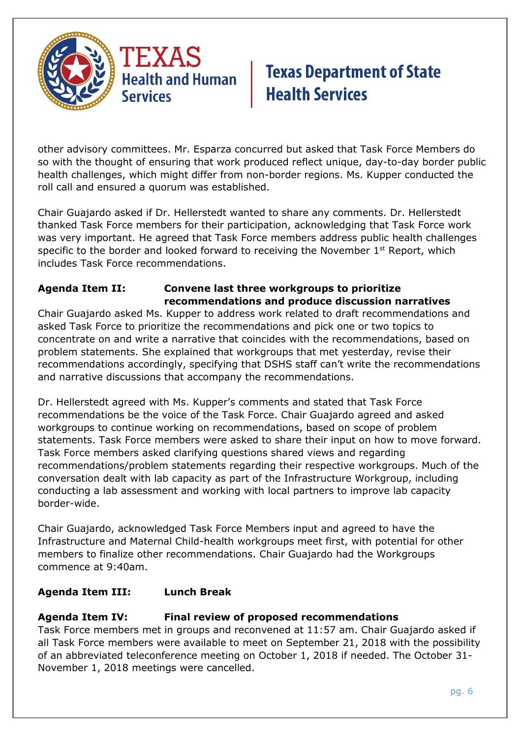other advisory committees. Mr. Esparza concurred but asked that Task Force Members do so with the thought of ensuring that work produced reflect unique, day-to-day border public health challenges, which might differ from non-border regions. Ms. Kupper conducted the roll call and ensured a quorum was established.

Chair Guajardo asked if Dr. Hellerstedt wanted to share any comments. Dr. Hellerstedt thanked Task Force members for their participation, acknowledging that Task Force work was very important. He agreed that Task Force members address public health challenges specific to the border and looked forward to receiving the November 1st Report, which includes Task Force recommendations.

**Agenda Item II: Convene last three workgroups to prioritize recommendations and produce discussion narratives**

Chair Guajardo asked Ms. Kupper to address work related to draft recommendations and asked Task Force to prioritize the recommendations and pick one or two topics to concentrate on and write a narrative that coincides with the recommendations, based on problem statements. She explained that workgroups that met yesterday, revise their recommendations accordingly, specifying that DSHS staff can't write the recommendations and narrative discussions that accompany the recommendations.

Dr. Hellerstedt agreed with Ms. Kupper's comments and stated that Task Force recommendations be the voice of the Task Force. Chair Guajardo agreed and asked workgroups to continue working on recommendations, based on scope of problem statements. Task Force members were asked to share their input on how to move forward. Task Force members asked clarifying questions shared views and regarding recommendations/problem statements regarding their respective workgroups. Much of the conversation dealt with lab capacity as part of the Infrastructure Workgroup, including conducting a lab assessment and working with local partners to improve lab capacity border-wide.

Chair Guajardo, acknowledged Task Force Members input and agreed to have the Infrastructure and Maternal Child-health workgroups meet first, with potential for other members to finalize other recommendations. Chair Guajardo had the Workgroups commence at 9:40am.

**Agenda Item III: Lunch Break**

**Agenda Item IV: Final review of proposed recommendations**

Task Force members met in groups and reconvened at 11:57 am. Chair Guajardo asked if all Task Force members were available to meet on September 21, 2018 with the possibility of an abbreviated teleconference meeting on October 1, 2018 if needed. The October 31-November 1, 2018 meetings were cancelled.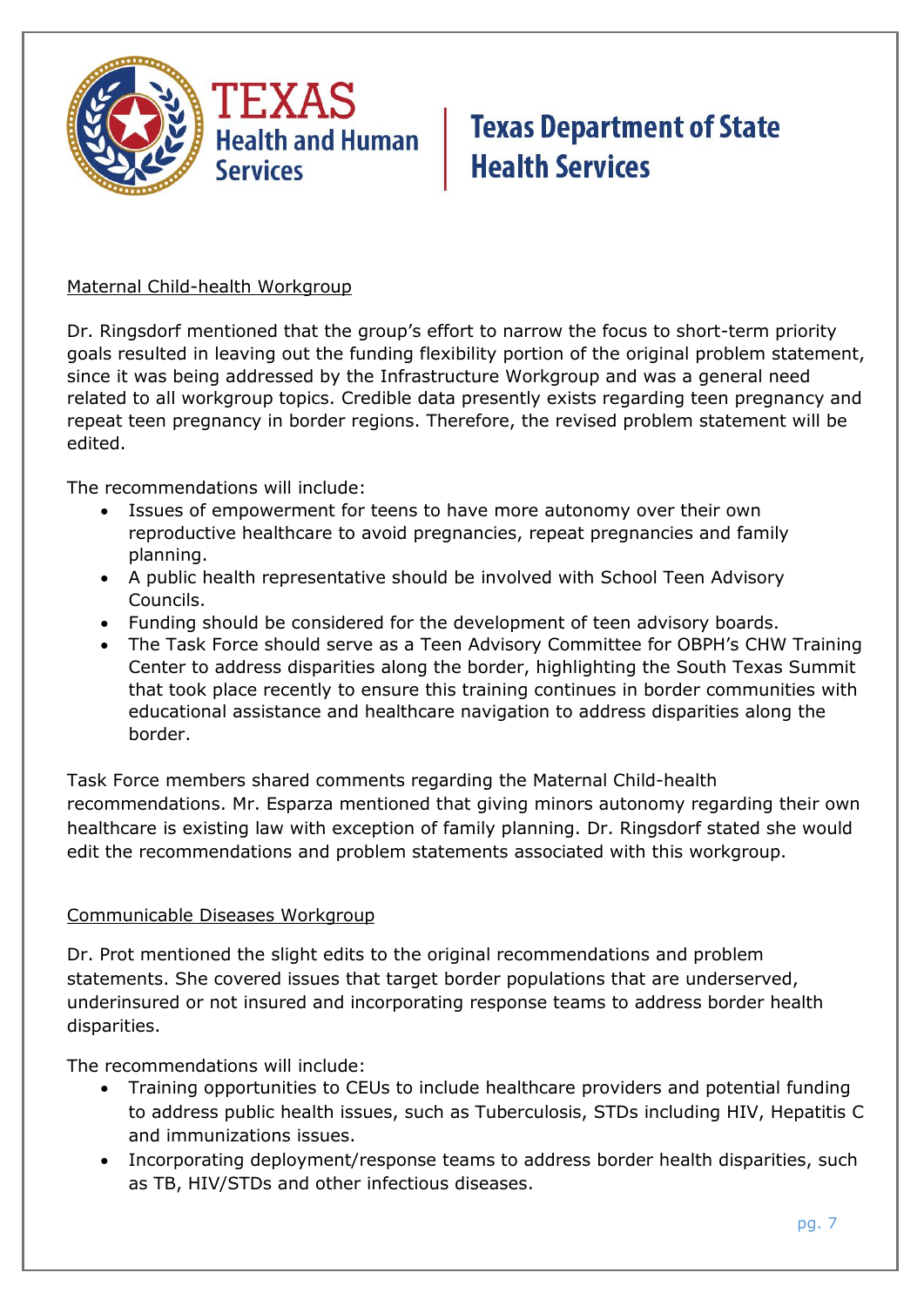Maternal Child-health Workgroup

Dr. Ringsdorf mentioned that the group's effort to narrow the focus to short-term priority goals resulted in leaving out the funding flexibility portion of the original problem statement, since it was being addressed by the Infrastructure Workgroup and was a general need related to all workgroup topics. Credible data presently exists regarding teen pregnancy and repeat teen pregnancy in border regions. Therefore, the revised problem statement will be edited.

The recommendations will include:

- Issues of empowerment for teens to have more autonomy over their own reproductive healthcare to avoid pregnancies, repeat pregnancies and family planning.
- A public health representative should be involved with School Teen Advisory Councils.
- Funding should be considered for the development of teen advisory boards.
- The Task Force should serve as a Teen Advisory Committee for OBPH's CHW Training Center to address disparities along the border, highlighting the South Texas Summit that took place recently to ensure this training continues in border communities with educational assistance and healthcare navigation to address disparities along the border.

Task Force members shared comments regarding the Maternal Child-health recommendations. Mr. Esparza mentioned that giving minors autonomy regarding their own healthcare is existing law with exception of family planning. Dr. Ringsdorf stated she would edit the recommendations and problem statements associated with this workgroup.

Communicable Diseases Workgroup

Dr. Prot mentioned the slight edits to the original recommendations and problem statements. She covered issues that target border populations that are underserved, underinsured or not insured and incorporating response teams to address border health disparities.

The recommendations will include:

- Training opportunities to CEUs to include healthcare providers and potential funding to address public health issues, such as Tuberculosis, STDs including HIV, Hepatitis C and immunizations issues.
- Incorporating deployment/response teams to address border health disparities, such as TB, HIV/STDs and other infectious diseases.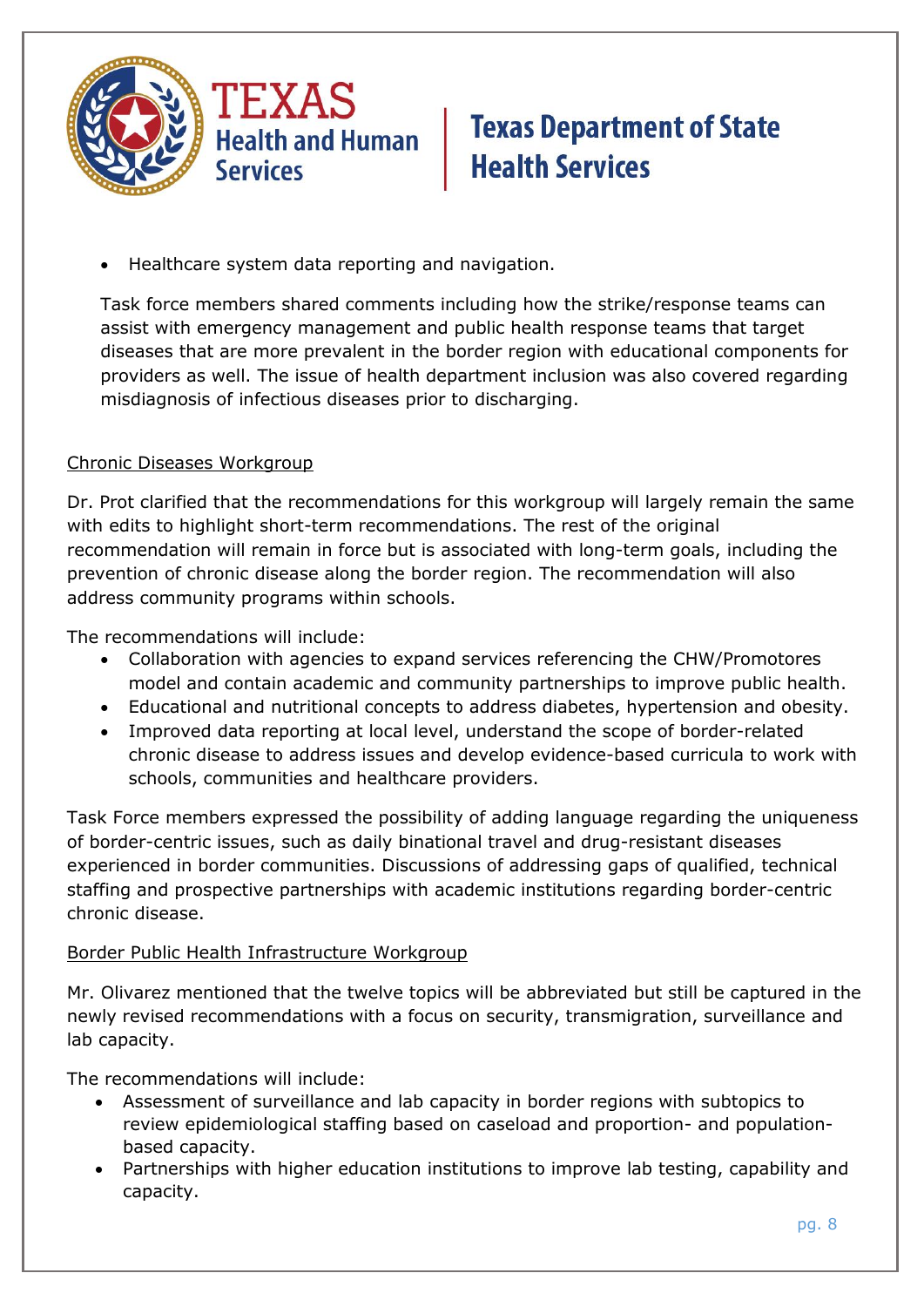- Healthcare system data reporting and navigation.

Task force members shared comments including how the strike/response teams can assist with emergency management and public health response teams that target diseases that are more prevalent in the border region with educational components for providers as well. The issue of health department inclusion was also covered regarding misdiagnosis of infectious diseases prior to discharging.

Chronic Diseases Workgroup

Dr. Prot clarified that the recommendations for this workgroup will largely remain the same with edits to highlight short-term recommendations. The rest of the original recommendation will remain in force but is associated with long-term goals, including the prevention of chronic disease along the border region. The recommendation will also address community programs within schools.

The recommendations will include:

- Collaboration with agencies to expand services referencing the CHW/Promotores model and contain academic and community partnerships to improve public health.
- Educational and nutritional concepts to address diabetes, hypertension and obesity.
- Improved data reporting at local level, understand the scope of border-related chronic disease to address issues and develop evidence-based curricula to work with schools, communities and healthcare providers.

Task Force members expressed the possibility of adding language regarding the uniqueness of border-centric issues, such as daily binational travel and drug-resistant diseases experienced in border communities. Discussions of addressing gaps of qualified, technical staffing and prospective partnerships with academic institutions regarding border-centric chronic disease.

Border Public Health Infrastructure Workgroup

Mr. Olivarez mentioned that the twelve topics will be abbreviated but still be captured in the newly revised recommendations with a focus on security, transmigration, surveillance and lab capacity.

The recommendations will include:

- Assessment of surveillance and lab capacity in border regions with subtopics to review epidemiological staffing based on caseload and proportion- and population-based capacity.
- Partnerships with higher education institutions to improve lab testing, capability and capacity.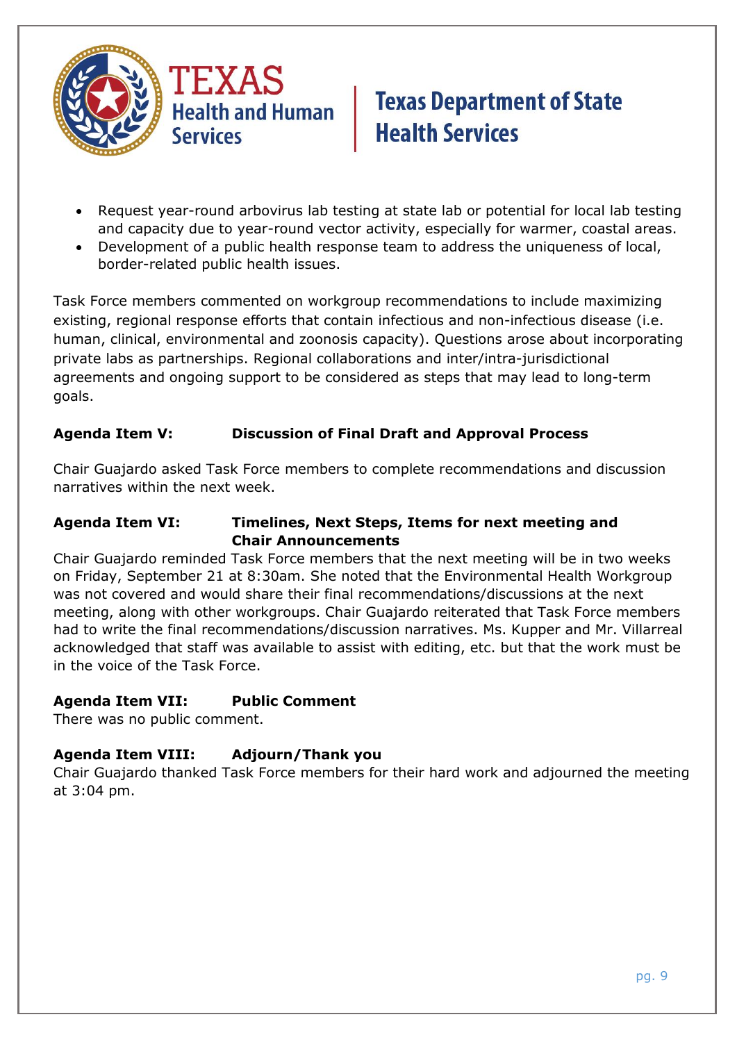- Request year-round arbovirus lab testing at state lab or potential for local lab testing and capacity due to year-round vector activity, especially for warmer, coastal areas.
- Development of a public health response team to address the uniqueness of local, border-related public health issues.

Task Force members commented on workgroup recommendations to include maximizing existing, regional response efforts that contain infectious and non-infectious disease (i.e. human, clinical, environmental and zoonosis capacity). Questions arose about incorporating private labs as partnerships. Regional collaborations and inter/intra-jurisdictional agreements and ongoing support to be considered as steps that may lead to long-term goals.

**Agenda Item V: Discussion of Final Draft and Approval Process**

Chair Guajardo asked Task Force members to complete recommendations and discussion narratives within the next week.

**Agenda Item VI: Timelines, Next Steps, Items for next meeting and Chair Announcements**

Chair Guajardo reminded Task Force members that the next meeting will be in two weeks on Friday, September 21 at 8:30am. She noted that the Environmental Health Workgroup was not covered and would share their final recommendations/discussions at the next meeting, along with other workgroups. Chair Guajardo reiterated that Task Force members had to write the final recommendations/discussion narratives. Ms. Kupper and Mr. Villarreal acknowledged that staff was available to assist with editing, etc. but that the work must be in the voice of the Task Force.

**Agenda Item VII: Public Comment**

There was no public comment.

**Agenda Item VIII: Adjourn/Thank you**

Chair Guajardo thanked Task Force members for their hard work and adjourned the meeting at 3:04 pm.